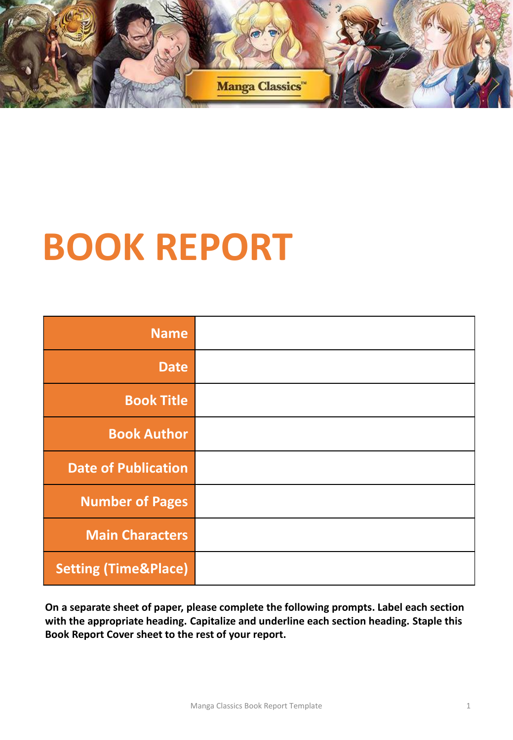# BOOK REPORT

| | |
|---|---|
| **Name** | |
| **Date** | |
| **Book Title** | |
| **Book Author** | |
| **Date of Publication** | |
| **Number of Pages** | |
| **Main Characters** | |
| **Setting (Time&Place)** | |

**On a separate sheet of paper, please complete the following prompts. Label each section with the appropriate heading. Capitalize and underline each section heading. Staple this Book Report Cover sheet to the rest of your report.**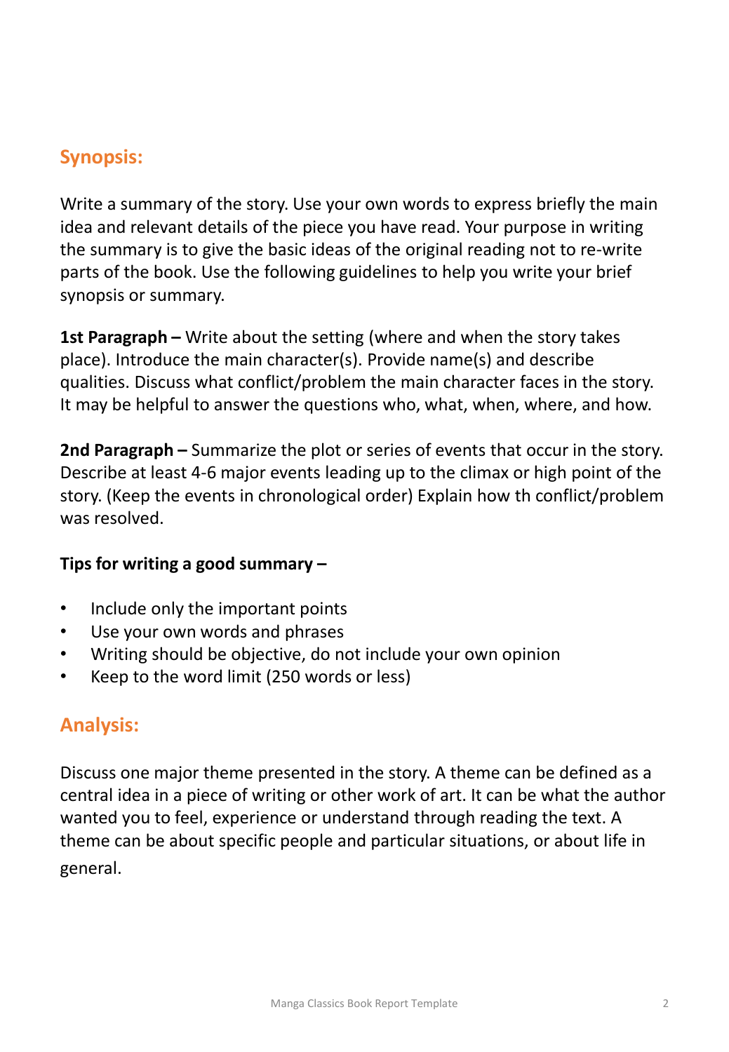## Synopsis:

Write a summary of the story. Use your own words to express briefly the main idea and relevant details of the piece you have read. Your purpose in writing the summary is to give the basic ideas of the original reading not to re-write parts of the book. Use the following guidelines to help you write your brief synopsis or summary.

**1st Paragraph –** Write about the setting (where and when the story takes place). Introduce the main character(s). Provide name(s) and describe qualities. Discuss what conflict/problem the main character faces in the story. It may be helpful to answer the questions who, what, when, where, and how.

**2nd Paragraph –** Summarize the plot or series of events that occur in the story. Describe at least 4-6 major events leading up to the climax or high point of the story. (Keep the events in chronological order) Explain how th conflict/problem was resolved.

**Tips for writing a good summary –**

- Include only the important points
- Use your own words and phrases
- Writing should be objective, do not include your own opinion
- Keep to the word limit (250 words or less)

## Analysis:

Discuss one major theme presented in the story. A theme can be defined as a central idea in a piece of writing or other work of art. It can be what the author wanted you to feel, experience or understand through reading the text. A theme can be about specific people and particular situations, or about life in general.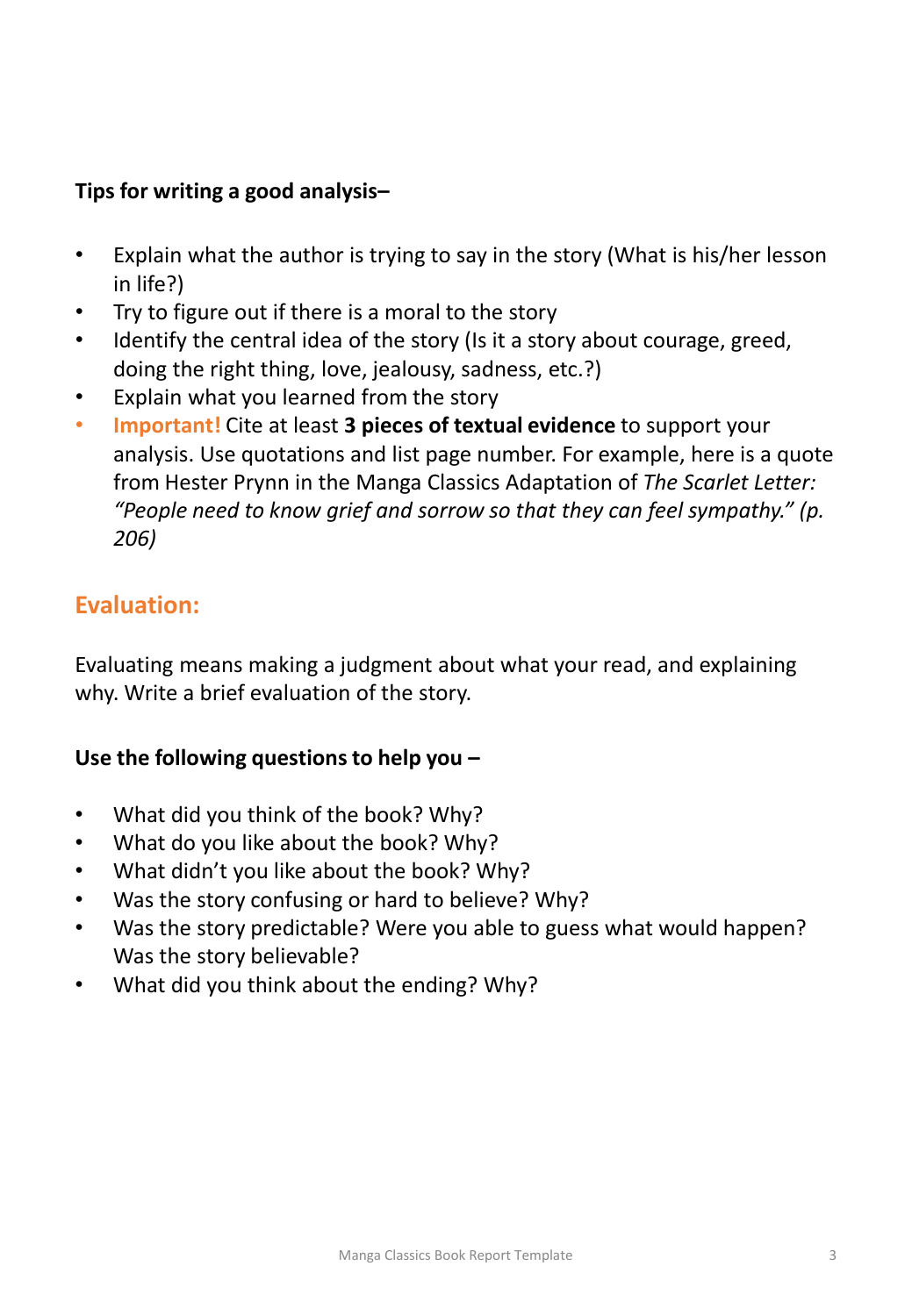**Tips for writing a good analysis–**

- Explain what the author is trying to say in the story (What is his/her lesson in life?)
- Try to figure out if there is a moral to the story
- Identify the central idea of the story (Is it a story about courage, greed, doing the right thing, love, jealousy, sadness, etc.?)
- Explain what you learned from the story
- **Important!** Cite at least **3 pieces of textual evidence** to support your analysis. Use quotations and list page number. For example, here is a quote from Hester Prynn in the Manga Classics Adaptation of *The Scarlet Letter: "People need to know grief and sorrow so that they can feel sympathy." (p. 206)*

## Evaluation:

Evaluating means making a judgment about what your read, and explaining why. Write a brief evaluation of the story.

**Use the following questions to help you –**

- What did you think of the book? Why?
- What do you like about the book? Why?
- What didn't you like about the book? Why?
- Was the story confusing or hard to believe? Why?
- Was the story predictable? Were you able to guess what would happen? Was the story believable?
- What did you think about the ending? Why?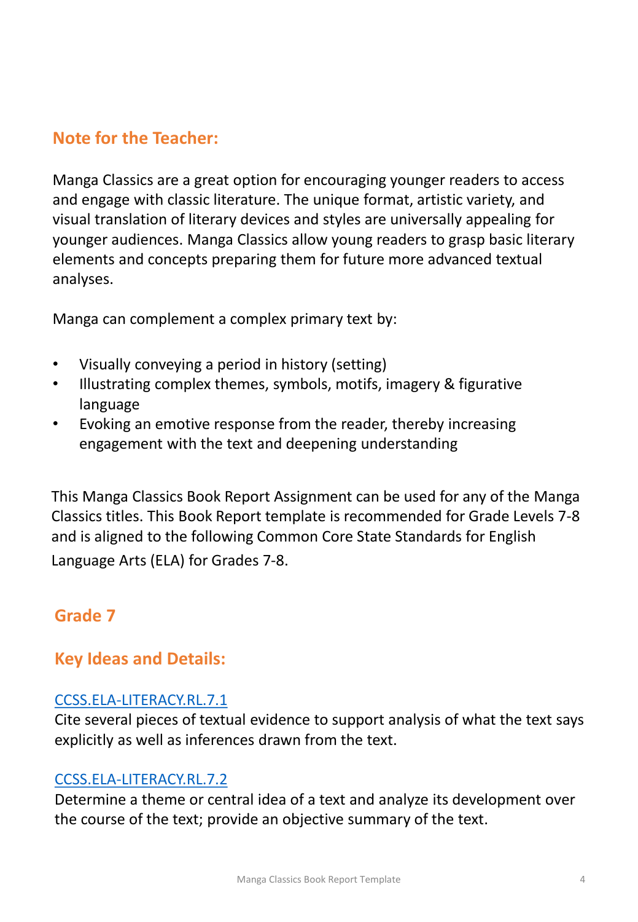## Note for the Teacher:

Manga Classics are a great option for encouraging younger readers to access and engage with classic literature. The unique format, artistic variety, and visual translation of literary devices and styles are universally appealing for younger audiences. Manga Classics allow young readers to grasp basic literary elements and concepts preparing them for future more advanced textual analyses.

Manga can complement a complex primary text by:

- Visually conveying a period in history (setting)
- Illustrating complex themes, symbols, motifs, imagery & figurative language
- Evoking an emotive response from the reader, thereby increasing engagement with the text and deepening understanding

This Manga Classics Book Report Assignment can be used for any of the Manga Classics titles. This Book Report template is recommended for Grade Levels 7-8 and is aligned to the following Common Core State Standards for English Language Arts (ELA) for Grades 7-8.

## Grade 7

### Key Ideas and Details:

CCSS.ELA-LITERACY.RL.7.1
Cite several pieces of textual evidence to support analysis of what the text says explicitly as well as inferences drawn from the text.

CCSS.ELA-LITERACY.RL.7.2
Determine a theme or central idea of a text and analyze its development over the course of the text; provide an objective summary of the text.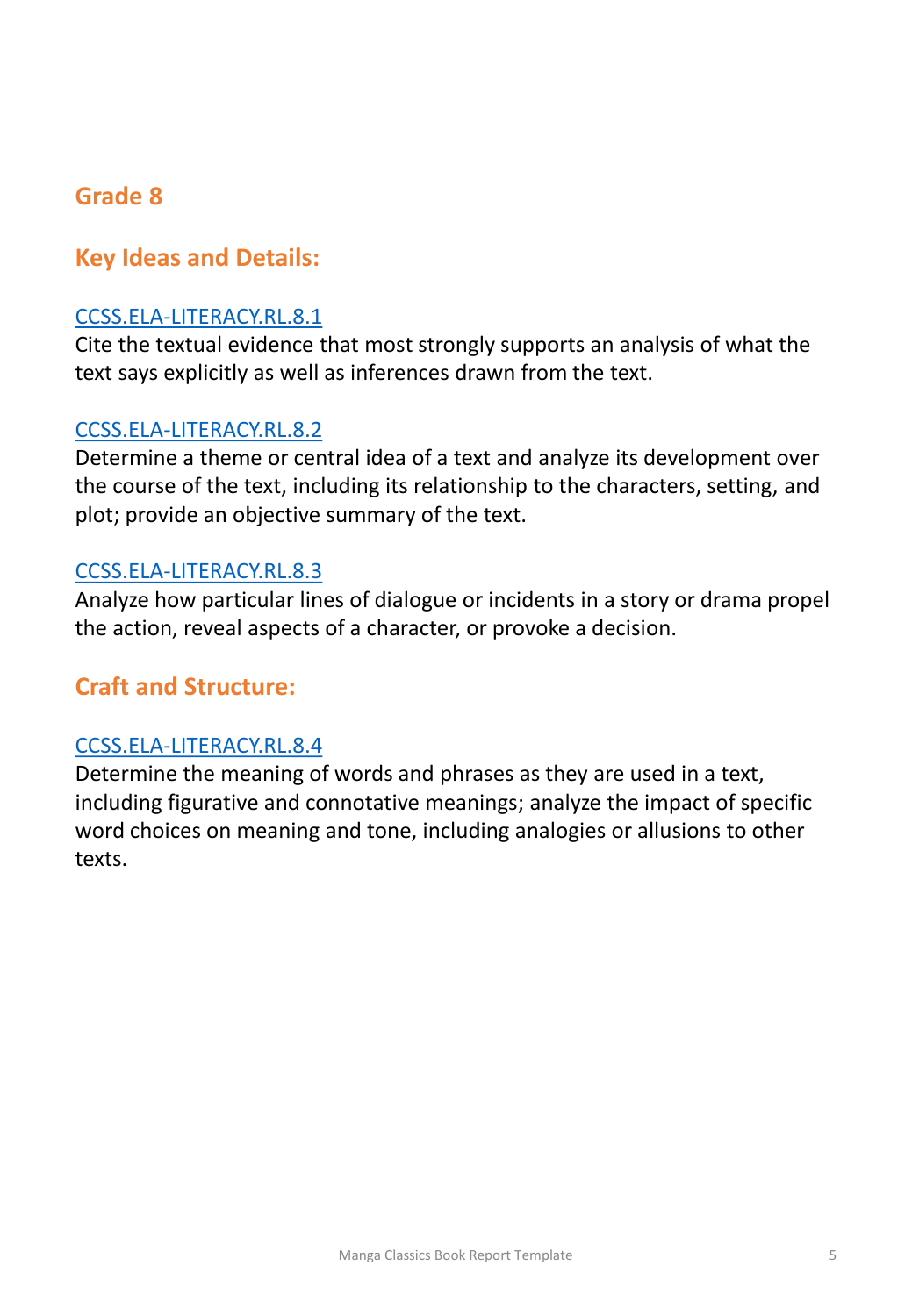## Grade 8

### Key Ideas and Details:

CCSS.ELA-LITERACY.RL.8.1
Cite the textual evidence that most strongly supports an analysis of what the text says explicitly as well as inferences drawn from the text.

CCSS.ELA-LITERACY.RL.8.2
Determine a theme or central idea of a text and analyze its development over the course of the text, including its relationship to the characters, setting, and plot; provide an objective summary of the text.

CCSS.ELA-LITERACY.RL.8.3
Analyze how particular lines of dialogue or incidents in a story or drama propel the action, reveal aspects of a character, or provoke a decision.

### Craft and Structure:

CCSS.ELA-LITERACY.RL.8.4
Determine the meaning of words and phrases as they are used in a text, including figurative and connotative meanings; analyze the impact of specific word choices on meaning and tone, including analogies or allusions to other texts.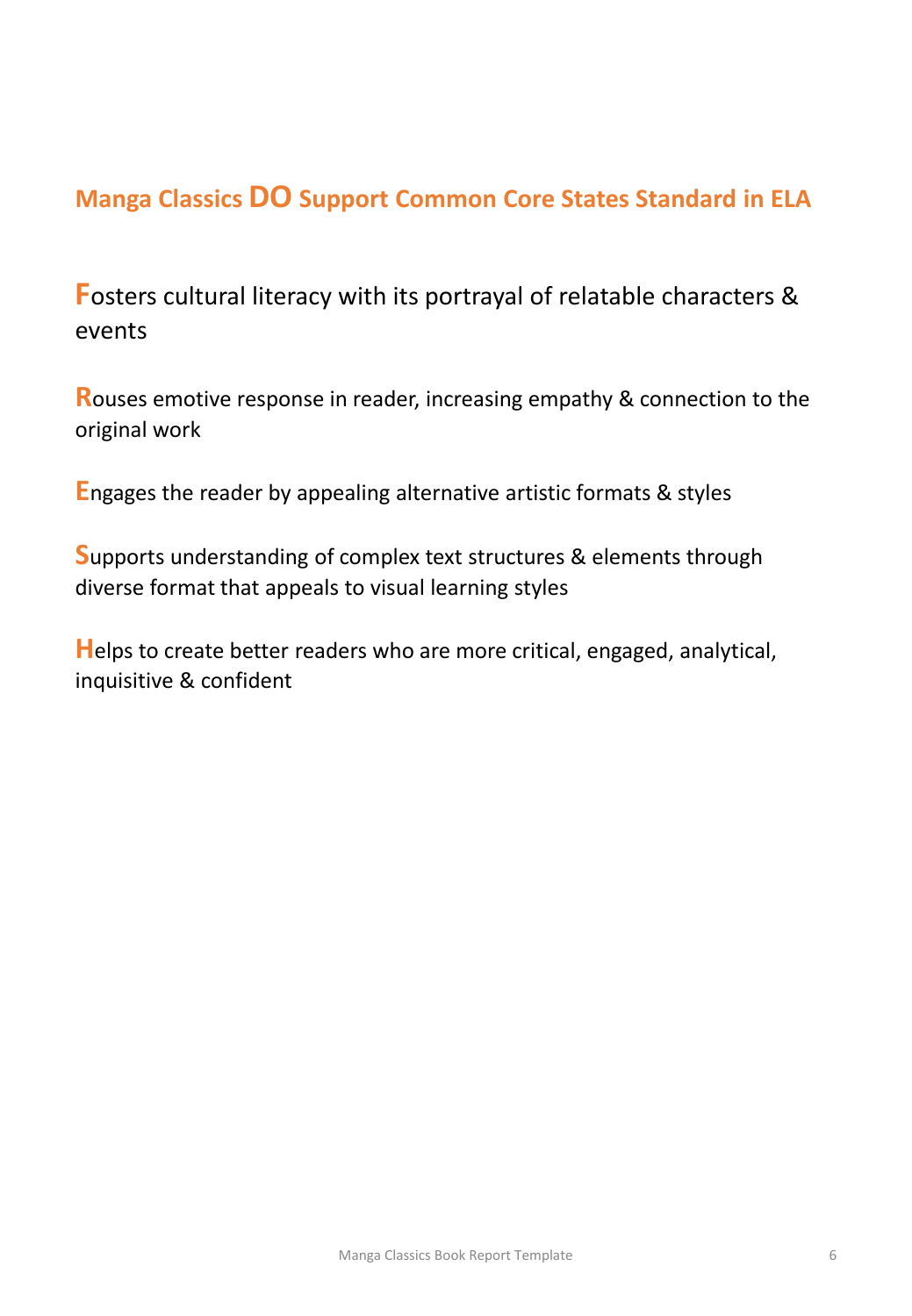## Manga Classics DO Support Common Core States Standard in ELA

**F**osters cultural literacy with its portrayal of relatable characters & events

**R**ouses emotive response in reader, increasing empathy & connection to the original work

**E**ngages the reader by appealing alternative artistic formats & styles

**S**upports understanding of complex text structures & elements through diverse format that appeals to visual learning styles

**H**elps to create better readers who are more critical, engaged, analytical, inquisitive & confident